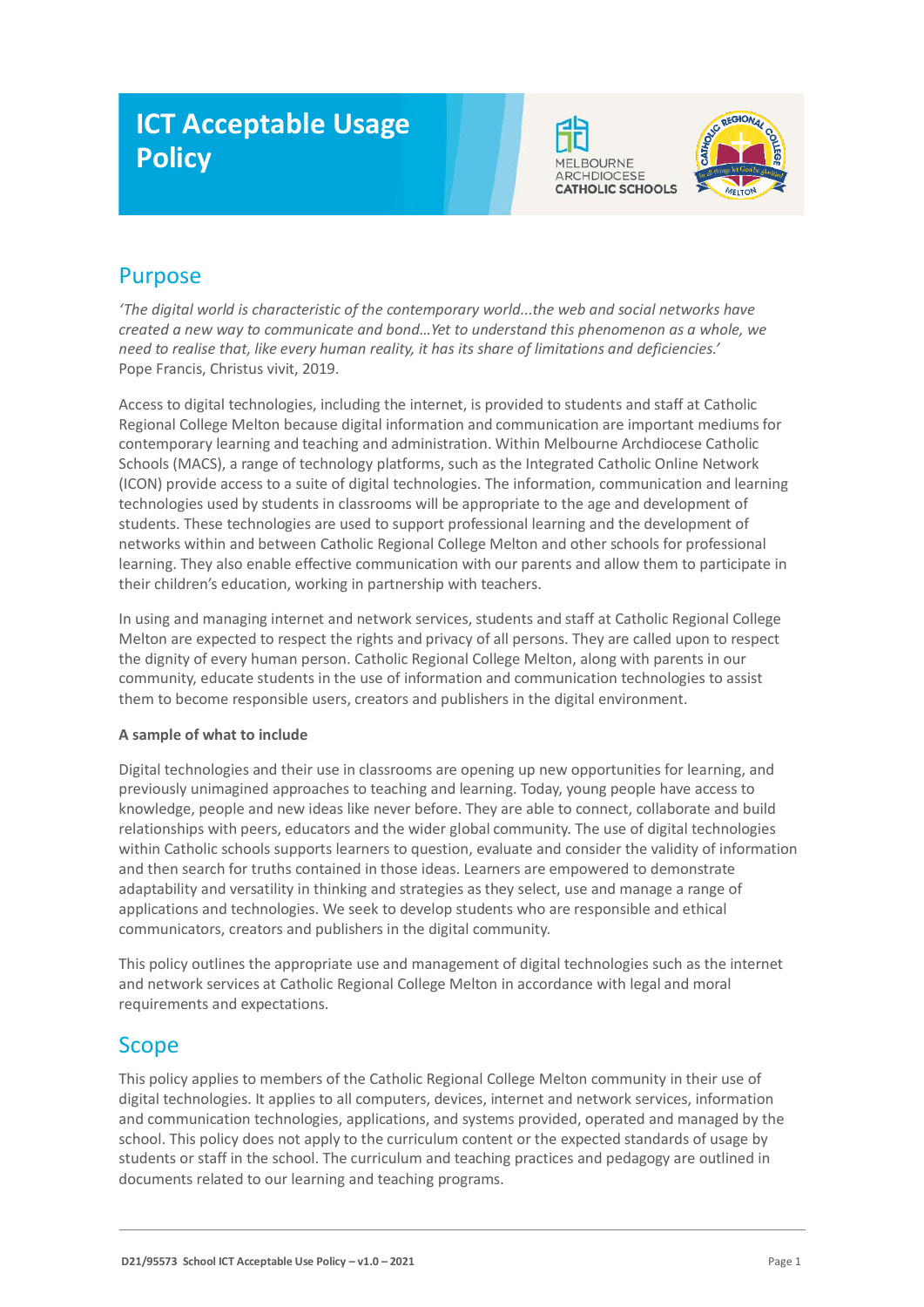# ICT Acceptable Usage Policy

## Purpose

*'The digital world is characteristic of the contemporary world...the web and social networks have created a new way to communicate and bond...Yet to understand this phenomenon as a whole, we need to realise that, like every human reality, it has its share of limitations and deficiencies.'*
Pope Francis, Christus vivit, 2019.

Access to digital technologies, including the internet, is provided to students and staff at Catholic Regional College Melton because digital information and communication are important mediums for contemporary learning and teaching and administration. Within Melbourne Archdiocese Catholic Schools (MACS), a range of technology platforms, such as the Integrated Catholic Online Network (ICON) provide access to a suite of digital technologies. The information, communication and learning technologies used by students in classrooms will be appropriate to the age and development of students. These technologies are used to support professional learning and the development of networks within and between Catholic Regional College Melton and other schools for professional learning. They also enable effective communication with our parents and allow them to participate in their children's education, working in partnership with teachers.

In using and managing internet and network services, students and staff at Catholic Regional College Melton are expected to respect the rights and privacy of all persons. They are called upon to respect the dignity of every human person. Catholic Regional College Melton, along with parents in our community, educate students in the use of information and communication technologies to assist them to become responsible users, creators and publishers in the digital environment.

**A sample of what to include**

Digital technologies and their use in classrooms are opening up new opportunities for learning, and previously unimagined approaches to teaching and learning. Today, young people have access to knowledge, people and new ideas like never before. They are able to connect, collaborate and build relationships with peers, educators and the wider global community. The use of digital technologies within Catholic schools supports learners to question, evaluate and consider the validity of information and then search for truths contained in those ideas. Learners are empowered to demonstrate adaptability and versatility in thinking and strategies as they select, use and manage a range of applications and technologies. We seek to develop students who are responsible and ethical communicators, creators and publishers in the digital community.

This policy outlines the appropriate use and management of digital technologies such as the internet and network services at Catholic Regional College Melton in accordance with legal and moral requirements and expectations.

## Scope

This policy applies to members of the Catholic Regional College Melton community in their use of digital technologies. It applies to all computers, devices, internet and network services, information and communication technologies, applications, and systems provided, operated and managed by the school. This policy does not apply to the curriculum content or the expected standards of usage by students or staff in the school. The curriculum and teaching practices and pedagogy are outlined in documents related to our learning and teaching programs.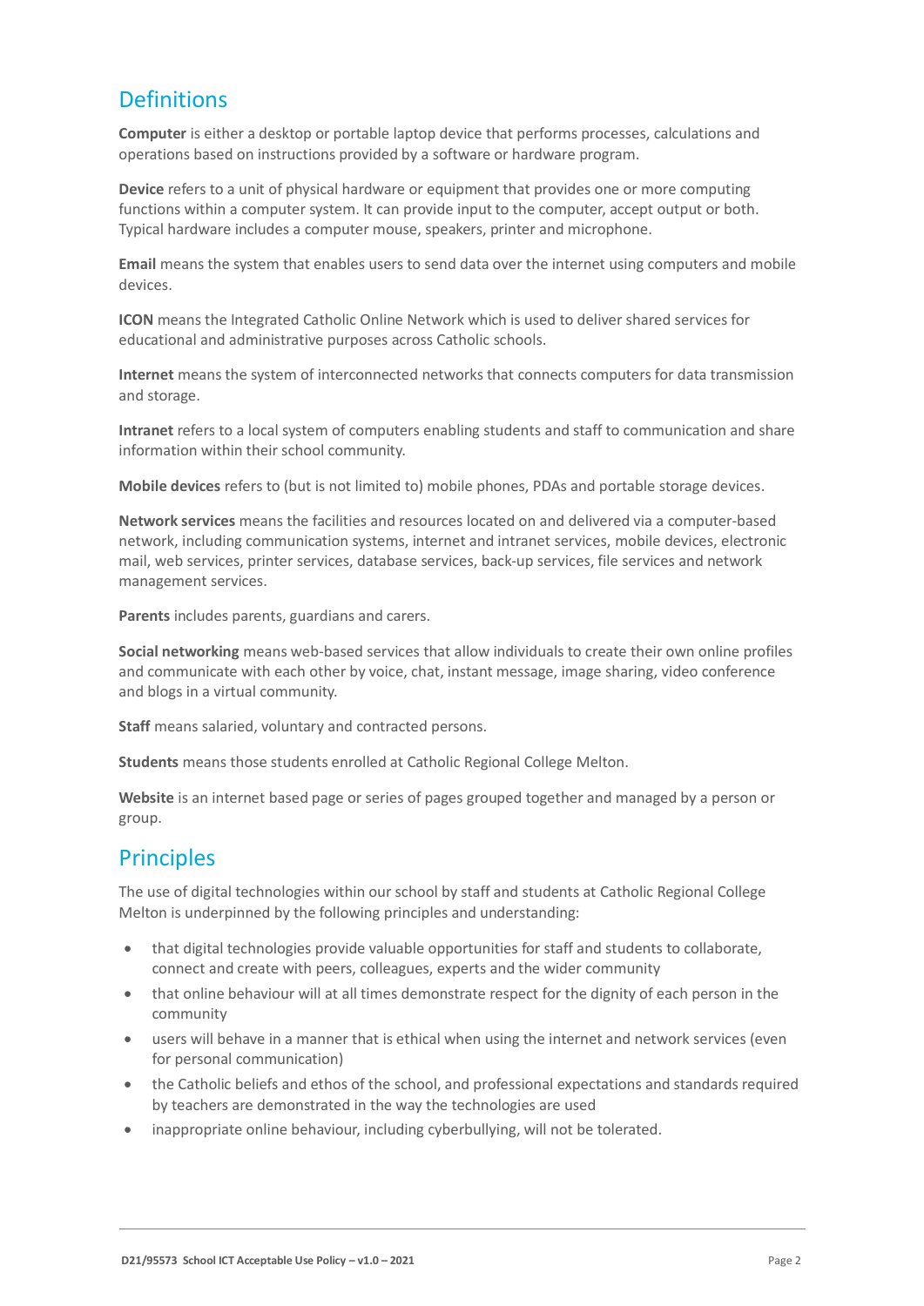## Definitions

**Computer** is either a desktop or portable laptop device that performs processes, calculations and operations based on instructions provided by a software or hardware program.

**Device** refers to a unit of physical hardware or equipment that provides one or more computing functions within a computer system. It can provide input to the computer, accept output or both. Typical hardware includes a computer mouse, speakers, printer and microphone.

**Email** means the system that enables users to send data over the internet using computers and mobile devices.

**ICON** means the Integrated Catholic Online Network which is used to deliver shared services for educational and administrative purposes across Catholic schools.

**Internet** means the system of interconnected networks that connects computers for data transmission and storage.

**Intranet** refers to a local system of computers enabling students and staff to communication and share information within their school community.

**Mobile devices** refers to (but is not limited to) mobile phones, PDAs and portable storage devices.

**Network services** means the facilities and resources located on and delivered via a computer-based network, including communication systems, internet and intranet services, mobile devices, electronic mail, web services, printer services, database services, back-up services, file services and network management services.

**Parents** includes parents, guardians and carers.

**Social networking** means web-based services that allow individuals to create their own online profiles and communicate with each other by voice, chat, instant message, image sharing, video conference and blogs in a virtual community.

**Staff** means salaried, voluntary and contracted persons.

**Students** means those students enrolled at Catholic Regional College Melton.

**Website** is an internet based page or series of pages grouped together and managed by a person or group.

## Principles

The use of digital technologies within our school by staff and students at Catholic Regional College Melton is underpinned by the following principles and understanding:

- that digital technologies provide valuable opportunities for staff and students to collaborate, connect and create with peers, colleagues, experts and the wider community
- that online behaviour will at all times demonstrate respect for the dignity of each person in the community
- users will behave in a manner that is ethical when using the internet and network services (even for personal communication)
- the Catholic beliefs and ethos of the school, and professional expectations and standards required by teachers are demonstrated in the way the technologies are used
- inappropriate online behaviour, including cyberbullying, will not be tolerated.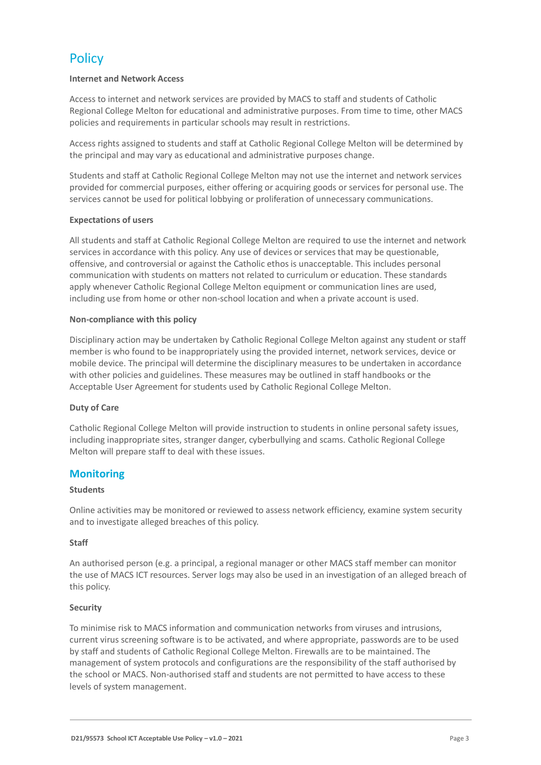# Policy

**Internet and Network Access**

Access to internet and network services are provided by MACS to staff and students of Catholic Regional College Melton for educational and administrative purposes. From time to time, other MACS policies and requirements in particular schools may result in restrictions.

Access rights assigned to students and staff at Catholic Regional College Melton will be determined by the principal and may vary as educational and administrative purposes change.

Students and staff at Catholic Regional College Melton may not use the internet and network services provided for commercial purposes, either offering or acquiring goods or services for personal use. The services cannot be used for political lobbying or proliferation of unnecessary communications.

**Expectations of users**

All students and staff at Catholic Regional College Melton are required to use the internet and network services in accordance with this policy. Any use of devices or services that may be questionable, offensive, and controversial or against the Catholic ethos is unacceptable. This includes personal communication with students on matters not related to curriculum or education. These standards apply whenever Catholic Regional College Melton equipment or communication lines are used, including use from home or other non-school location and when a private account is used.

**Non-compliance with this policy**

Disciplinary action may be undertaken by Catholic Regional College Melton against any student or staff member is who found to be inappropriately using the provided internet, network services, device or mobile device. The principal will determine the disciplinary measures to be undertaken in accordance with other policies and guidelines. These measures may be outlined in staff handbooks or the Acceptable User Agreement for students used by Catholic Regional College Melton.

**Duty of Care**

Catholic Regional College Melton will provide instruction to students in online personal safety issues, including inappropriate sites, stranger danger, cyberbullying and scams. Catholic Regional College Melton will prepare staff to deal with these issues.

## Monitoring

**Students**

Online activities may be monitored or reviewed to assess network efficiency, examine system security and to investigate alleged breaches of this policy.

**Staff**

An authorised person (e.g. a principal, a regional manager or other MACS staff member can monitor the use of MACS ICT resources. Server logs may also be used in an investigation of an alleged breach of this policy.

**Security**

To minimise risk to MACS information and communication networks from viruses and intrusions, current virus screening software is to be activated, and where appropriate, passwords are to be used by staff and students of Catholic Regional College Melton. Firewalls are to be maintained. The management of system protocols and configurations are the responsibility of the staff authorised by the school or MACS. Non-authorised staff and students are not permitted to have access to these levels of system management.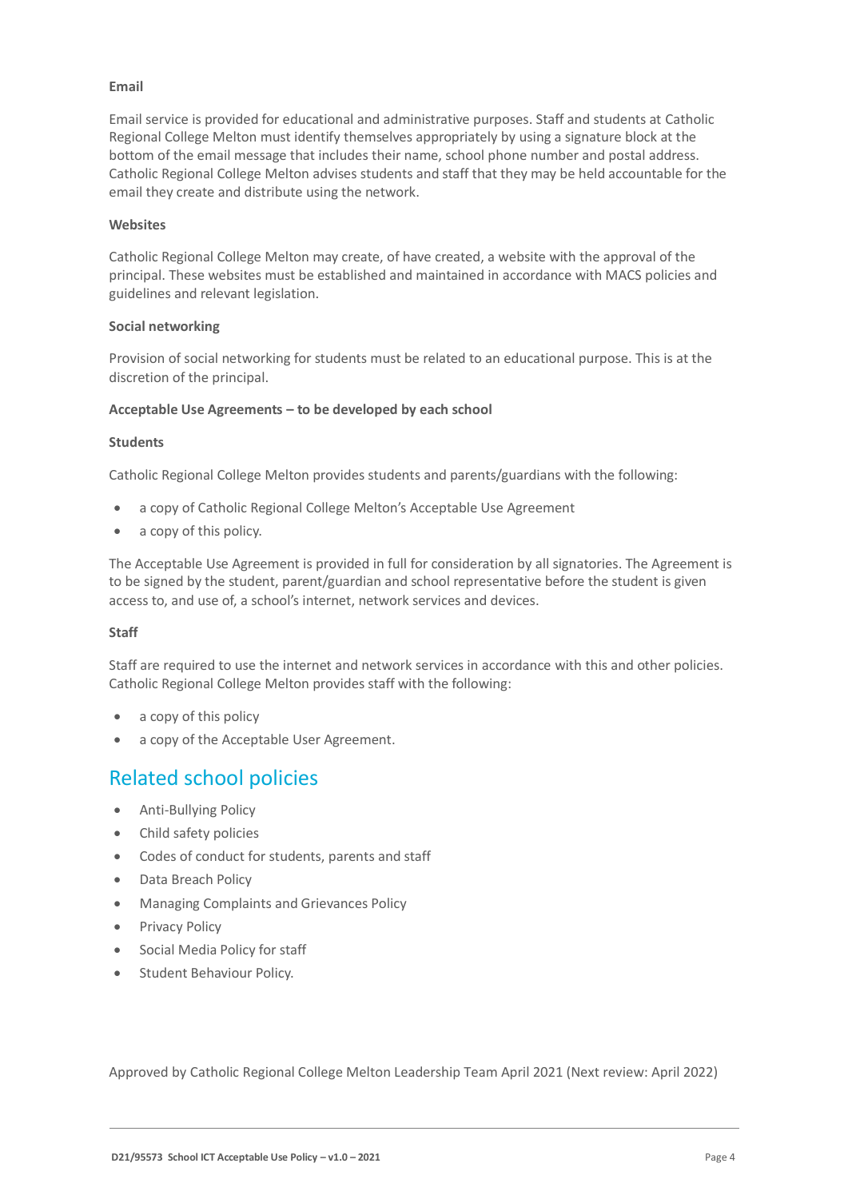**Email**

Email service is provided for educational and administrative purposes. Staff and students at Catholic Regional College Melton must identify themselves appropriately by using a signature block at the bottom of the email message that includes their name, school phone number and postal address. Catholic Regional College Melton advises students and staff that they may be held accountable for the email they create and distribute using the network.

**Websites**

Catholic Regional College Melton may create, of have created, a website with the approval of the principal. These websites must be established and maintained in accordance with MACS policies and guidelines and relevant legislation.

**Social networking**

Provision of social networking for students must be related to an educational purpose. This is at the discretion of the principal.

**Acceptable Use Agreements – to be developed by each school**

**Students**

Catholic Regional College Melton provides students and parents/guardians with the following:

- a copy of Catholic Regional College Melton's Acceptable Use Agreement
- a copy of this policy.

The Acceptable Use Agreement is provided in full for consideration by all signatories. The Agreement is to be signed by the student, parent/guardian and school representative before the student is given access to, and use of, a school's internet, network services and devices.

**Staff**

Staff are required to use the internet and network services in accordance with this and other policies. Catholic Regional College Melton provides staff with the following:

- a copy of this policy
- a copy of the Acceptable User Agreement.

## Related school policies

- Anti-Bullying Policy
- Child safety policies
- Codes of conduct for students, parents and staff
- Data Breach Policy
- Managing Complaints and Grievances Policy
- Privacy Policy
- Social Media Policy for staff
- Student Behaviour Policy.

Approved by Catholic Regional College Melton Leadership Team April 2021 (Next review: April 2022)